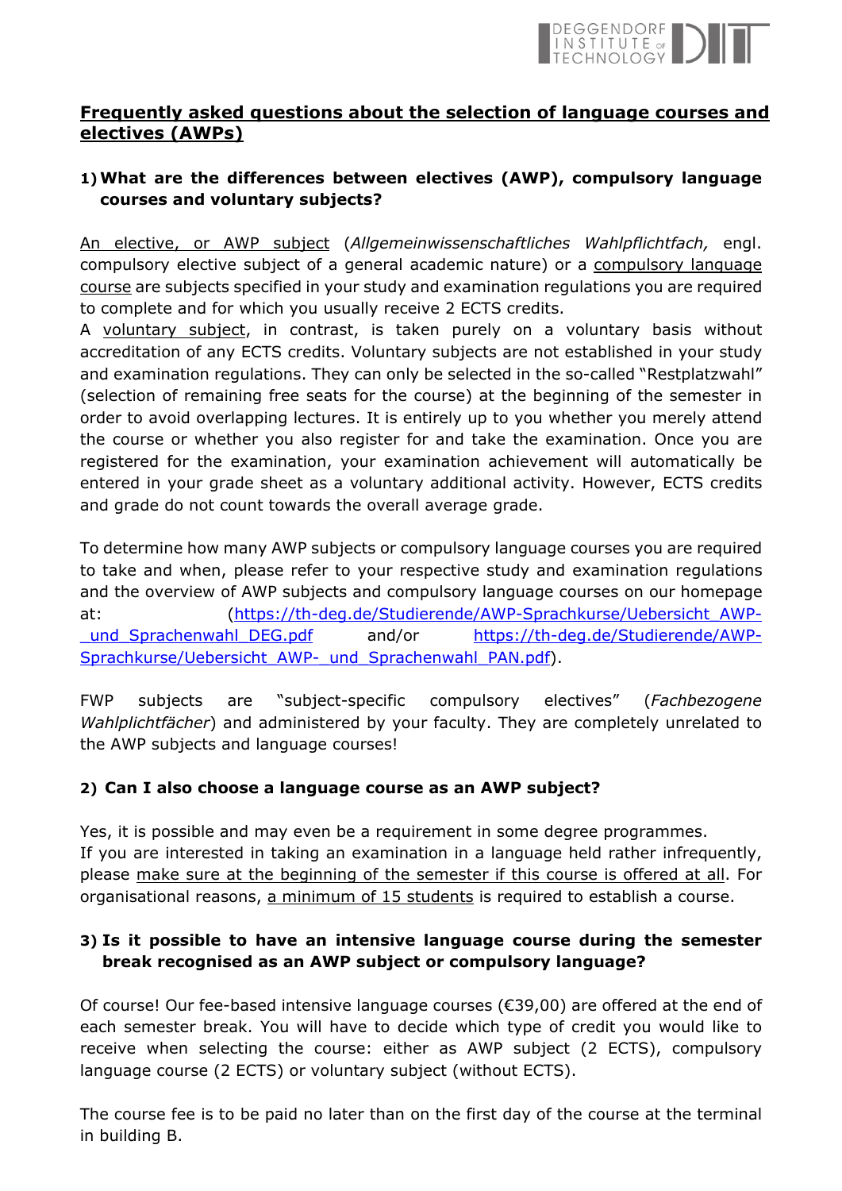## Frequently asked questions about the selection of language courses and electives (AWPs)

### 1) What are the differences between electives (AWP), compulsory language courses and voluntary subjects?

An elective, or AWP subject (*Allgemeinwissenschaftliches Wahlpflichtfach,* engl. compulsory elective subject of a general academic nature) or a compulsory language course are subjects specified in your study and examination regulations you are required to complete and for which you usually receive 2 ECTS credits.
A voluntary subject, in contrast, is taken purely on a voluntary basis without accreditation of any ECTS credits. Voluntary subjects are not established in your study and examination regulations. They can only be selected in the so-called "Restplatzwahl" (selection of remaining free seats for the course) at the beginning of the semester in order to avoid overlapping lectures. It is entirely up to you whether you merely attend the course or whether you also register for and take the examination. Once you are registered for the examination, your examination achievement will automatically be entered in your grade sheet as a voluntary additional activity. However, ECTS credits and grade do not count towards the overall average grade.

To determine how many AWP subjects or compulsory language courses you are required to take and when, please refer to your respective study and examination regulations and the overview of AWP subjects and compulsory language courses on our homepage at: (https://th-deg.de/Studierende/AWP-Sprachkurse/Uebersicht_AWP-_und_Sprachenwahl_DEG.pdf and/or https://th-deg.de/Studierende/AWP-Sprachkurse/Uebersicht_AWP-_und_Sprachenwahl_PAN.pdf).

FWP subjects are "subject-specific compulsory electives" (*Fachbezogene Wahlplichtfächer*) and administered by your faculty. They are completely unrelated to the AWP subjects and language courses!

### 2) Can I also choose a language course as an AWP subject?

Yes, it is possible and may even be a requirement in some degree programmes.
If you are interested in taking an examination in a language held rather infrequently, please make sure at the beginning of the semester if this course is offered at all. For organisational reasons, a minimum of 15 students is required to establish a course.

### 3) Is it possible to have an intensive language course during the semester break recognised as an AWP subject or compulsory language?

Of course! Our fee-based intensive language courses (€39,00) are offered at the end of each semester break. You will have to decide which type of credit you would like to receive when selecting the course: either as AWP subject (2 ECTS), compulsory language course (2 ECTS) or voluntary subject (without ECTS).

The course fee is to be paid no later than on the first day of the course at the terminal in building B.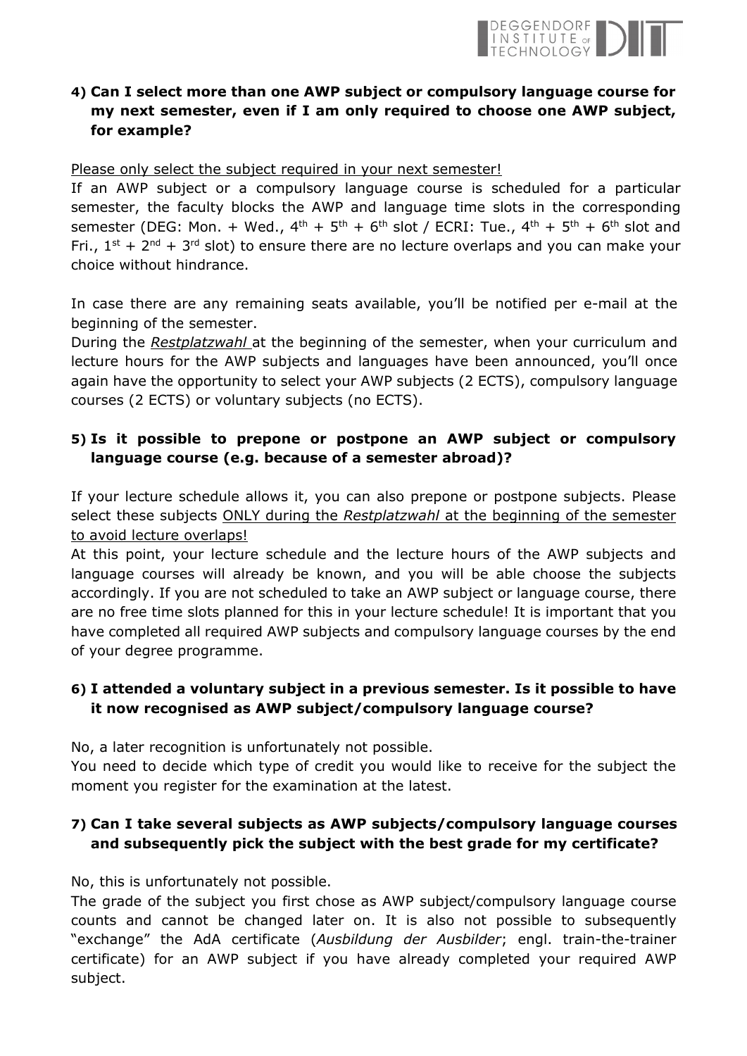**4) Can I select more than one AWP subject or compulsory language course for my next semester, even if I am only required to choose one AWP subject, for example?**

<u>Please only select the subject required in your next semester!</u>

If an AWP subject or a compulsory language course is scheduled for a particular semester, the faculty blocks the AWP and language time slots in the corresponding semester (DEG: Mon. + Wed., $4^{th}$ + $5^{th}$ + $6^{th}$ slot / ECRI: Tue., $4^{th}$ + $5^{th}$ + $6^{th}$ slot and Fri., $1^{st}$ + $2^{nd}$ + $3^{rd}$ slot) to ensure there are no lecture overlaps and you can make your choice without hindrance.

In case there are any remaining seats available, you'll be notified per e-mail at the beginning of the semester.

During the <u>*Restplatzwahl*</u> at the beginning of the semester, when your curriculum and lecture hours for the AWP subjects and languages have been announced, you'll once again have the opportunity to select your AWP subjects (2 ECTS), compulsory language courses (2 ECTS) or voluntary subjects (no ECTS).

**5) Is it possible to prepone or postpone an AWP subject or compulsory language course (e.g. because of a semester abroad)?**

If your lecture schedule allows it, you can also prepone or postpone subjects. Please select these subjects <u>ONLY during the *Restplatzwahl* at the beginning of the semester to avoid lecture overlaps!</u>

At this point, your lecture schedule and the lecture hours of the AWP subjects and language courses will already be known, and you will be able choose the subjects accordingly. If you are not scheduled to take an AWP subject or language course, there are no free time slots planned for this in your lecture schedule! It is important that you have completed all required AWP subjects and compulsory language courses by the end of your degree programme.

**6) I attended a voluntary subject in a previous semester. Is it possible to have it now recognised as AWP subject/compulsory language course?**

No, a later recognition is unfortunately not possible.

You need to decide which type of credit you would like to receive for the subject the moment you register for the examination at the latest.

**7) Can I take several subjects as AWP subjects/compulsory language courses and subsequently pick the subject with the best grade for my certificate?**

No, this is unfortunately not possible.

The grade of the subject you first chose as AWP subject/compulsory language course counts and cannot be changed later on. It is also not possible to subsequently "exchange" the AdA certificate (*Ausbildung der Ausbilder*; engl. train-the-trainer certificate) for an AWP subject if you have already completed your required AWP subject.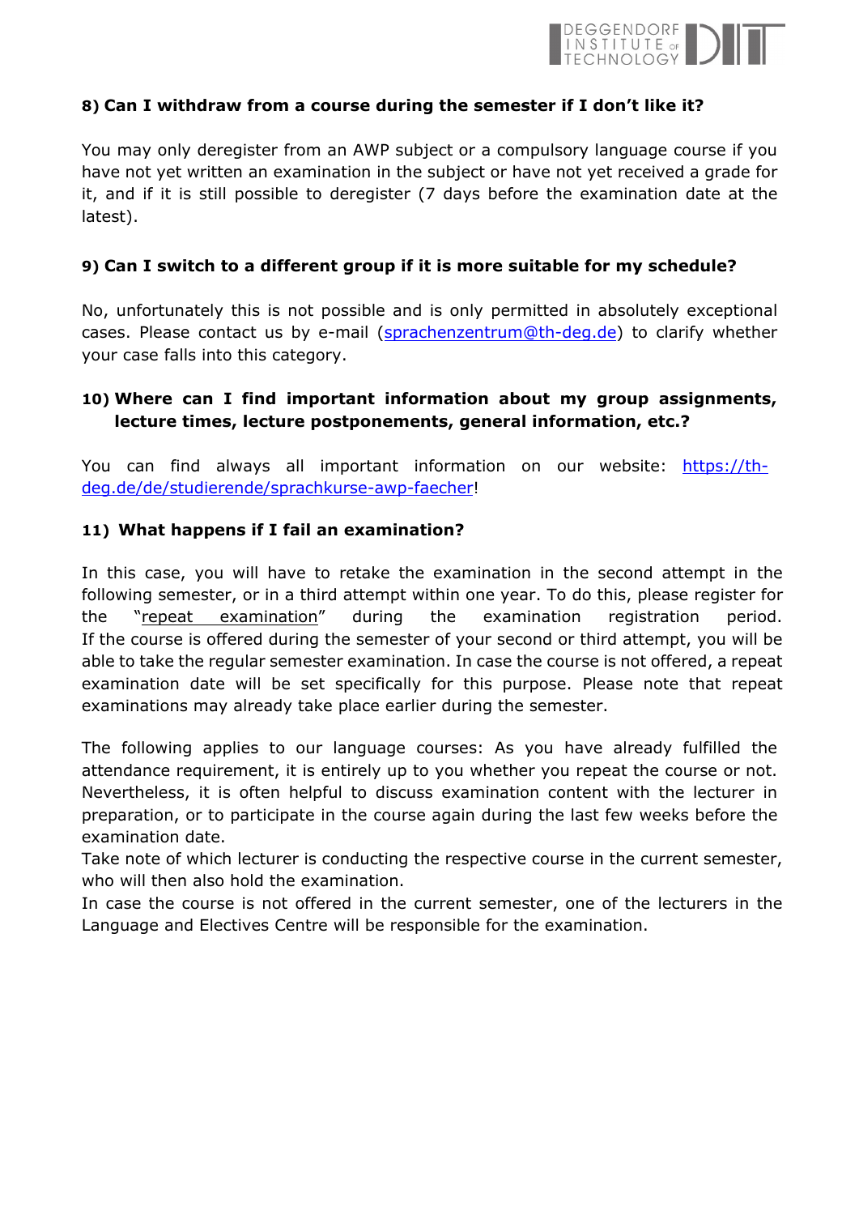**8) Can I withdraw from a course during the semester if I don't like it?**

You may only deregister from an AWP subject or a compulsory language course if you have not yet written an examination in the subject or have not yet received a grade for it, and if it is still possible to deregister (7 days before the examination date at the latest).

**9) Can I switch to a different group if it is more suitable for my schedule?**

No, unfortunately this is not possible and is only permitted in absolutely exceptional cases. Please contact us by e-mail (sprachenzentrum@th-deg.de) to clarify whether your case falls into this category.

**10) Where can I find important information about my group assignments, lecture times, lecture postponements, general information, etc.?**

You can find always all important information on our website: https://th-deg.de/de/studierende/sprachkurse-awp-faecher!

**11) What happens if I fail an examination?**

In this case, you will have to retake the examination in the second attempt in the following semester, or in a third attempt within one year. To do this, please register for the "repeat examination" during the examination registration period. If the course is offered during the semester of your second or third attempt, you will be able to take the regular semester examination. In case the course is not offered, a repeat examination date will be set specifically for this purpose. Please note that repeat examinations may already take place earlier during the semester.

The following applies to our language courses: As you have already fulfilled the attendance requirement, it is entirely up to you whether you repeat the course or not. Nevertheless, it is often helpful to discuss examination content with the lecturer in preparation, or to participate in the course again during the last few weeks before the examination date.
Take note of which lecturer is conducting the respective course in the current semester, who will then also hold the examination.
In case the course is not offered in the current semester, one of the lecturers in the Language and Electives Centre will be responsible for the examination.